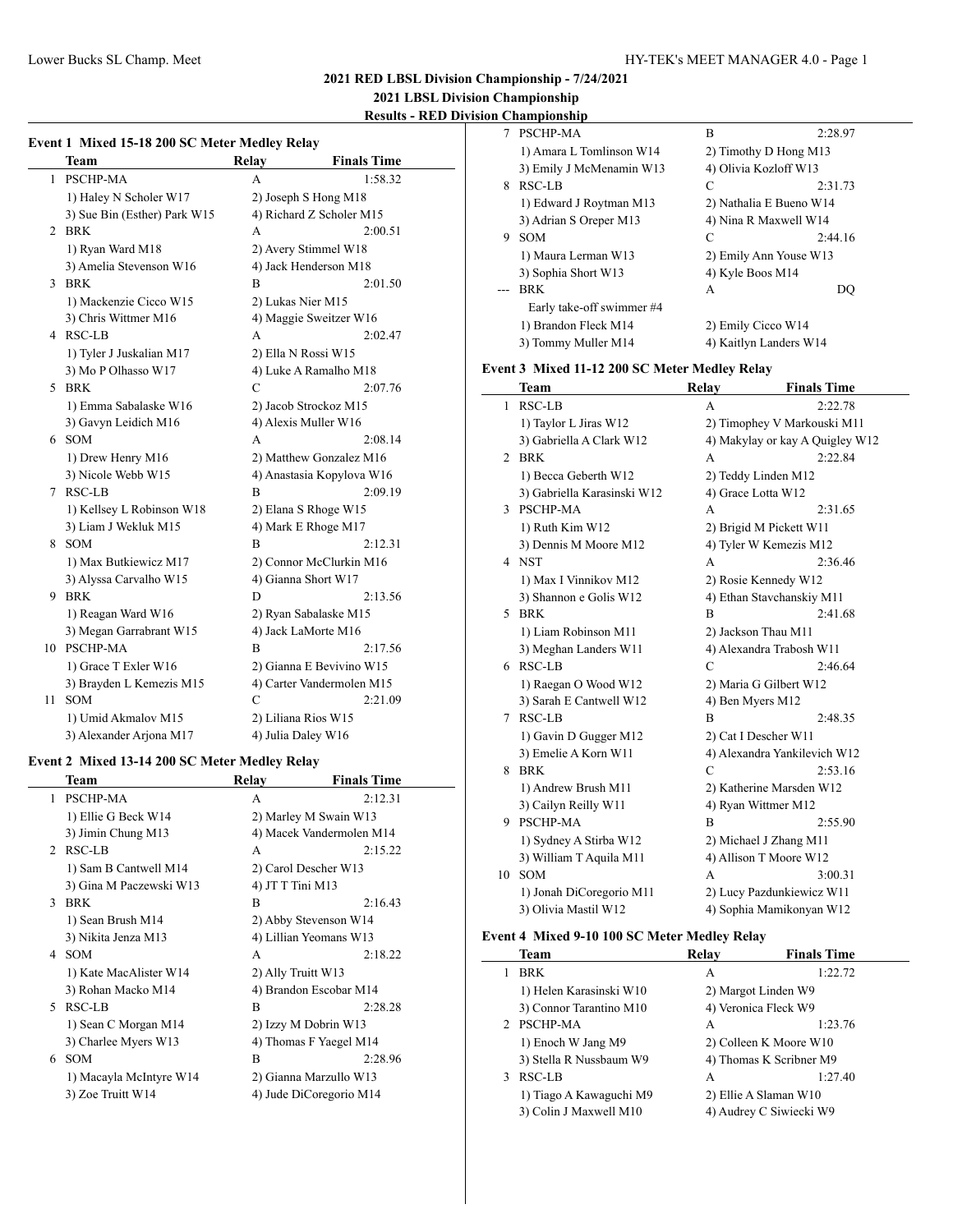## 2021 RED LBSL Division Championship - 7/24/2021

### 2021 LBSL Division Championship

### Results - RED Division Championship

#### Event 1 Mixed 15-18 200 SC Meter Medley Relay

| | Team | Relay | Finals Time |
|---|---|---|---|
| 1 | PSCHP-MA | A | 1:58.32 |
| | 1) Haley N Scholer W17 | 2) Joseph S Hong M18 | |
| | 3) Sue Bin (Esther) Park W15 | 4) Richard Z Scholer M15 | |
| 2 | BRK | A | 2:00.51 |
| | 1) Ryan Ward M18 | 2) Avery Stimmel W18 | |
| | 3) Amelia Stevenson W16 | 4) Jack Henderson M18 | |
| 3 | BRK | B | 2:01.50 |
| | 1) Mackenzie Cicco W15 | 2) Lukas Nier M15 | |
| | 3) Chris Wittmer M16 | 4) Maggie Sweitzer W16 | |
| 4 | RSC-LB | A | 2:02.47 |
| | 1) Tyler J Juskalian M17 | 2) Ella N Rossi W15 | |
| | 3) Mo P Olhasso W17 | 4) Luke A Ramalho M18 | |
| 5 | BRK | C | 2:07.76 |
| | 1) Emma Sabalaske W16 | 2) Jacob Strockoz M15 | |
| | 3) Gavyn Leidich M16 | 4) Alexis Muller W16 | |
| 6 | SOM | A | 2:08.14 |
| | 1) Drew Henry M16 | 2) Matthew Gonzalez M16 | |
| | 3) Nicole Webb W15 | 4) Anastasia Kopylova W16 | |
| 7 | RSC-LB | B | 2:09.19 |
| | 1) Kellsey L Robinson W18 | 2) Elana S Rhoge W15 | |
| | 3) Liam J Wekluk M15 | 4) Mark E Rhoge M17 | |
| 8 | SOM | B | 2:12.31 |
| | 1) Max Butkiewicz M17 | 2) Connor McClurkin M16 | |
| | 3) Alyssa Carvalho W15 | 4) Gianna Short W17 | |
| 9 | BRK | D | 2:13.56 |
| | 1) Reagan Ward W16 | 2) Ryan Sabalaske M15 | |
| | 3) Megan Garrabrant W15 | 4) Jack LaMorte M16 | |
| 10 | PSCHP-MA | B | 2:17.56 |
| | 1) Grace T Exler W16 | 2) Gianna E Bevivino W15 | |
| | 3) Brayden L Kemezis M15 | 4) Carter Vandermolen M15 | |
| 11 | SOM | C | 2:21.09 |
| | 1) Umid Akmalov M15 | 2) Liliana Rios W15 | |
| | 3) Alexander Arjona M17 | 4) Julia Daley W16 | |

#### Event 2 Mixed 13-14 200 SC Meter Medley Relay

| | Team | Relay | Finals Time |
|---|---|---|---|
| 1 | PSCHP-MA | A | 2:12.31 |
| | 1) Ellie G Beck W14 | 2) Marley M Swain W13 | |
| | 3) Jimin Chung M13 | 4) Macek Vandermolen M14 | |
| 2 | RSC-LB | A | 2:15.22 |
| | 1) Sam B Cantwell M14 | 2) Carol Descher W13 | |
| | 3) Gina M Paczewski W13 | 4) JT T Tini M13 | |
| 3 | BRK | B | 2:16.43 |
| | 1) Sean Brush M14 | 2) Abby Stevenson W14 | |
| | 3) Nikita Jenza M13 | 4) Lillian Yeomans W13 | |
| 4 | SOM | A | 2:18.22 |
| | 1) Kate MacAlister W14 | 2) Ally Truitt W13 | |
| | 3) Rohan Macko M14 | 4) Brandon Escobar M14 | |
| 5 | RSC-LB | B | 2:28.28 |
| | 1) Sean C Morgan M14 | 2) Izzy M Dobrin W13 | |
| | 3) Charlee Myers W13 | 4) Thomas F Yaegel M14 | |
| 6 | SOM | B | 2:28.96 |
| | 1) Macayla McIntyre W14 | 2) Gianna Marzullo W13 | |
| | 3) Zoe Truitt W14 | 4) Jude DiCoregorio M14 | |
| 7 | PSCHP-MA | B | 2:28.97 |
| | 1) Amara L Tomlinson W14 | 2) Timothy D Hong M13 | |
| | 3) Emily J McMenamin W13 | 4) Olivia Kozloff W13 | |
| 8 | RSC-LB | C | 2:31.73 |
| | 1) Edward J Roytman M13 | 2) Nathalia E Bueno W14 | |
| | 3) Adrian S Oreper M13 | 4) Nina R Maxwell W14 | |
| 9 | SOM | C | 2:44.16 |
| | 1) Maura Lerman W13 | 2) Emily Ann Youse W13 | |
| | 3) Sophia Short W13 | 4) Kyle Boos M14 | |
| --- | BRK | A | DQ |
| | Early take-off swimmer #4 | | |
| | 1) Brandon Fleck M14 | 2) Emily Cicco W14 | |
| | 3) Tommy Muller M14 | 4) Kaitlyn Landers W14 | |

#### Event 3 Mixed 11-12 200 SC Meter Medley Relay

| | Team | Relay | Finals Time |
|---|---|---|---|
| 1 | RSC-LB | A | 2:22.78 |
| | 1) Taylor L Jiras W12 | 2) Timophey V Markouski M11 | |
| | 3) Gabriella A Clark W12 | 4) Makylay or kay A Quigley W12 | |
| 2 | BRK | A | 2:22.84 |
| | 1) Becca Geberth W12 | 2) Teddy Linden M12 | |
| | 3) Gabriella Karasinski W12 | 4) Grace Lotta W12 | |
| 3 | PSCHP-MA | A | 2:31.65 |
| | 1) Ruth Kim W12 | 2) Brigid M Pickett W11 | |
| | 3) Dennis M Moore M12 | 4) Tyler W Kemezis M12 | |
| 4 | NST | A | 2:36.46 |
| | 1) Max I Vinnikov M12 | 2) Rosie Kennedy W12 | |
| | 3) Shannon e Golis W12 | 4) Ethan Stavchanskiy M11 | |
| 5 | BRK | B | 2:41.68 |
| | 1) Liam Robinson M11 | 2) Jackson Thau M11 | |
| | 3) Meghan Landers W11 | 4) Alexandra Trabosh W11 | |
| 6 | RSC-LB | C | 2:46.64 |
| | 1) Raegan O Wood W12 | 2) Maria G Gilbert W12 | |
| | 3) Sarah E Cantwell W12 | 4) Ben Myers M12 | |
| 7 | RSC-LB | B | 2:48.35 |
| | 1) Gavin D Gugger M12 | 2) Cat I Descher W11 | |
| | 3) Emelie A Korn W11 | 4) Alexandra Yankilevich W12 | |
| 8 | BRK | C | 2:53.16 |
| | 1) Andrew Brush M11 | 2) Katherine Marsden W12 | |
| | 3) Cailyn Reilly W11 | 4) Ryan Wittmer M12 | |
| 9 | PSCHP-MA | B | 2:55.90 |
| | 1) Sydney A Stirba W12 | 2) Michael J Zhang M11 | |
| | 3) William T Aquila M11 | 4) Allison T Moore W12 | |
| 10 | SOM | A | 3:00.31 |
| | 1) Jonah DiCoregorio M11 | 2) Lucy Pazdunkiewicz W11 | |
| | 3) Olivia Mastil W12 | 4) Sophia Mamikonyan W12 | |

#### Event 4 Mixed 9-10 100 SC Meter Medley Relay

| | Team | Relay | Finals Time |
|---|---|---|---|
| 1 | BRK | A | 1:22.72 |
| | 1) Helen Karasinski W10 | 2) Margot Linden W9 | |
| | 3) Connor Tarantino M10 | 4) Veronica Fleck W9 | |
| 2 | PSCHP-MA | A | 1:23.76 |
| | 1) Enoch W Jang M9 | 2) Colleen K Moore W10 | |
| | 3) Stella R Nussbaum W9 | 4) Thomas K Scribner M9 | |
| 3 | RSC-LB | A | 1:27.40 |
| | 1) Tiago A Kawaguchi M9 | 2) Ellie A Slaman W10 | |
| | 3) Colin J Maxwell M10 | 4) Audrey C Siwiecki W9 | |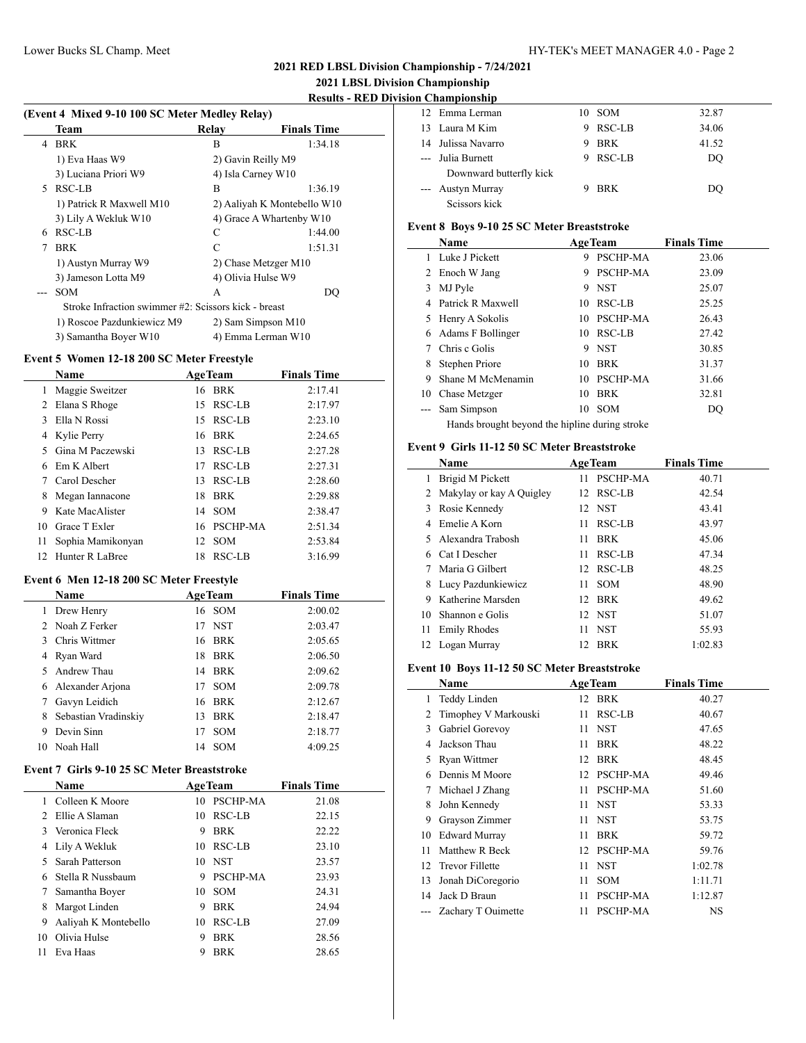## 2021 RED LBSL Division Championship - 7/24/2021

### 2021 LBSL Division Championship

### Results - RED Division Championship

**(Event 4 Mixed 9-10 100 SC Meter Medley Relay)**

| | Team | Relay | Finals Time |
|---|---|---|---|
| 4 | BRK | B | 1:34.18 |
| | 1) Eva Haas W9 | 2) Gavin Reilly M9 | |
| | 3) Luciana Priori W9 | 4) Isla Carney W10 | |
| 5 | RSC-LB | B | 1:36.19 |
| | 1) Patrick R Maxwell M10 | 2) Aaliyah K Montebello W10 | |
| | 3) Lily A Wekluk W10 | 4) Grace A Whartenby W10 | |
| 6 | RSC-LB | C | 1:44.00 |
| 7 | BRK | C | 1:51.31 |
| | 1) Austyn Murray W9 | 2) Chase Metzger M10 | |
| | 3) Jameson Lotta M9 | 4) Olivia Hulse W9 | |
| --- | SOM | A | DQ |
| | Stroke Infraction swimmer #2: Scissors kick - breast | | |
| | 1) Roscoe Pazdunkiewicz M9 | 2) Sam Simpson M10 | |
| | 3) Samantha Boyer W10 | 4) Emma Lerman W10 | |

**Event 5 Women 12-18 200 SC Meter Freestyle**

| | Name | Age | Team | Finals Time |
|---|---|---|---|---|
| 1 | Maggie Sweitzer | 16 | BRK | 2:17.41 |
| 2 | Elana S Rhoge | 15 | RSC-LB | 2:17.97 |
| 3 | Ella N Rossi | 15 | RSC-LB | 2:23.10 |
| 4 | Kylie Perry | 16 | BRK | 2:24.65 |
| 5 | Gina M Paczewski | 13 | RSC-LB | 2:27.28 |
| 6 | Em K Albert | 17 | RSC-LB | 2:27.31 |
| 7 | Carol Descher | 13 | RSC-LB | 2:28.60 |
| 8 | Megan Iannacone | 18 | BRK | 2:29.88 |
| 9 | Kate MacAlister | 14 | SOM | 2:38.47 |
| 10 | Grace T Exler | 16 | PSCHP-MA | 2:51.34 |
| 11 | Sophia Mamikonyan | 12 | SOM | 2:53.84 |
| 12 | Hunter R LaBree | 18 | RSC-LB | 3:16.99 |

**Event 6 Men 12-18 200 SC Meter Freestyle**

| | Name | Age | Team | Finals Time |
|---|---|---|---|---|
| 1 | Drew Henry | 16 | SOM | 2:00.02 |
| 2 | Noah Z Ferker | 17 | NST | 2:03.47 |
| 3 | Chris Wittmer | 16 | BRK | 2:05.65 |
| 4 | Ryan Ward | 18 | BRK | 2:06.50 |
| 5 | Andrew Thau | 14 | BRK | 2:09.62 |
| 6 | Alexander Arjona | 17 | SOM | 2:09.78 |
| 7 | Gavyn Leidich | 16 | BRK | 2:12.67 |
| 8 | Sebastian Vradinskiy | 13 | BRK | 2:18.47 |
| 9 | Devin Sinn | 17 | SOM | 2:18.77 |
| 10 | Noah Hall | 14 | SOM | 4:09.25 |

**Event 7 Girls 9-10 25 SC Meter Breaststroke**

| | Name | Age | Team | Finals Time |
|---|---|---|---|---|
| 1 | Colleen K Moore | 10 | PSCHP-MA | 21.08 |
| 2 | Ellie A Slaman | 10 | RSC-LB | 22.15 |
| 3 | Veronica Fleck | 9 | BRK | 22.22 |
| 4 | Lily A Wekluk | 10 | RSC-LB | 23.10 |
| 5 | Sarah Patterson | 10 | NST | 23.57 |
| 6 | Stella R Nussbaum | 9 | PSCHP-MA | 23.93 |
| 7 | Samantha Boyer | 10 | SOM | 24.31 |
| 8 | Margot Linden | 9 | BRK | 24.94 |
| 9 | Aaliyah K Montebello | 10 | RSC-LB | 27.09 |
| 10 | Olivia Hulse | 9 | BRK | 28.56 |
| 11 | Eva Haas | 9 | BRK | 28.65 |
| 12 | Emma Lerman | 10 | SOM | 32.87 |
| 13 | Laura M Kim | 9 | RSC-LB | 34.06 |
| 14 | Julissa Navarro | 9 | BRK | 41.52 |
| --- | Julia Burnett | 9 | RSC-LB | DQ |
| | Downward butterfly kick | | | |
| --- | Austyn Murray | 9 | BRK | DQ |
| | Scissors kick | | | |

**Event 8 Boys 9-10 25 SC Meter Breaststroke**

| | Name | Age | Team | Finals Time |
|---|---|---|---|---|
| 1 | Luke J Pickett | 9 | PSCHP-MA | 23.06 |
| 2 | Enoch W Jang | 9 | PSCHP-MA | 23.09 |
| 3 | MJ Pyle | 9 | NST | 25.07 |
| 4 | Patrick R Maxwell | 10 | RSC-LB | 25.25 |
| 5 | Henry A Sokolis | 10 | PSCHP-MA | 26.43 |
| 6 | Adams F Bollinger | 10 | RSC-LB | 27.42 |
| 7 | Chris c Golis | 9 | NST | 30.85 |
| 8 | Stephen Priore | 10 | BRK | 31.37 |
| 9 | Shane M McMenamin | 10 | PSCHP-MA | 31.66 |
| 10 | Chase Metzger | 10 | BRK | 32.81 |
| --- | Sam Simpson | 10 | SOM | DQ |
| | Hands brought beyond the hipline during stroke | | | |

**Event 9 Girls 11-12 50 SC Meter Breaststroke**

| | Name | Age | Team | Finals Time |
|---|---|---|---|---|
| 1 | Brigid M Pickett | 11 | PSCHP-MA | 40.71 |
| 2 | Makylay or kay A Quigley | 12 | RSC-LB | 42.54 |
| 3 | Rosie Kennedy | 12 | NST | 43.41 |
| 4 | Emelie A Korn | 11 | RSC-LB | 43.97 |
| 5 | Alexandra Trabosh | 11 | BRK | 45.06 |
| 6 | Cat I Descher | 11 | RSC-LB | 47.34 |
| 7 | Maria G Gilbert | 12 | RSC-LB | 48.25 |
| 8 | Lucy Pazdunkiewicz | 11 | SOM | 48.90 |
| 9 | Katherine Marsden | 12 | BRK | 49.62 |
| 10 | Shannon e Golis | 12 | NST | 51.07 |
| 11 | Emily Rhodes | 11 | NST | 55.93 |
| 12 | Logan Murray | 12 | BRK | 1:02.83 |

**Event 10 Boys 11-12 50 SC Meter Breaststroke**

| | Name | Age | Team | Finals Time |
|---|---|---|---|---|
| 1 | Teddy Linden | 12 | BRK | 40.27 |
| 2 | Timophey V Markouski | 11 | RSC-LB | 40.67 |
| 3 | Gabriel Gorevoy | 11 | NST | 47.65 |
| 4 | Jackson Thau | 11 | BRK | 48.22 |
| 5 | Ryan Wittmer | 12 | BRK | 48.45 |
| 6 | Dennis M Moore | 12 | PSCHP-MA | 49.46 |
| 7 | Michael J Zhang | 11 | PSCHP-MA | 51.60 |
| 8 | John Kennedy | 11 | NST | 53.33 |
| 9 | Grayson Zimmer | 11 | NST | 53.75 |
| 10 | Edward Murray | 11 | BRK | 59.72 |
| 11 | Matthew R Beck | 12 | PSCHP-MA | 59.76 |
| 12 | Trevor Fillette | 11 | NST | 1:02.78 |
| 13 | Jonah DiCoregorio | 11 | SOM | 1:11.71 |
| 14 | Jack D Braun | 11 | PSCHP-MA | 1:12.87 |
| --- | Zachary T Ouimette | 11 | PSCHP-MA | NS |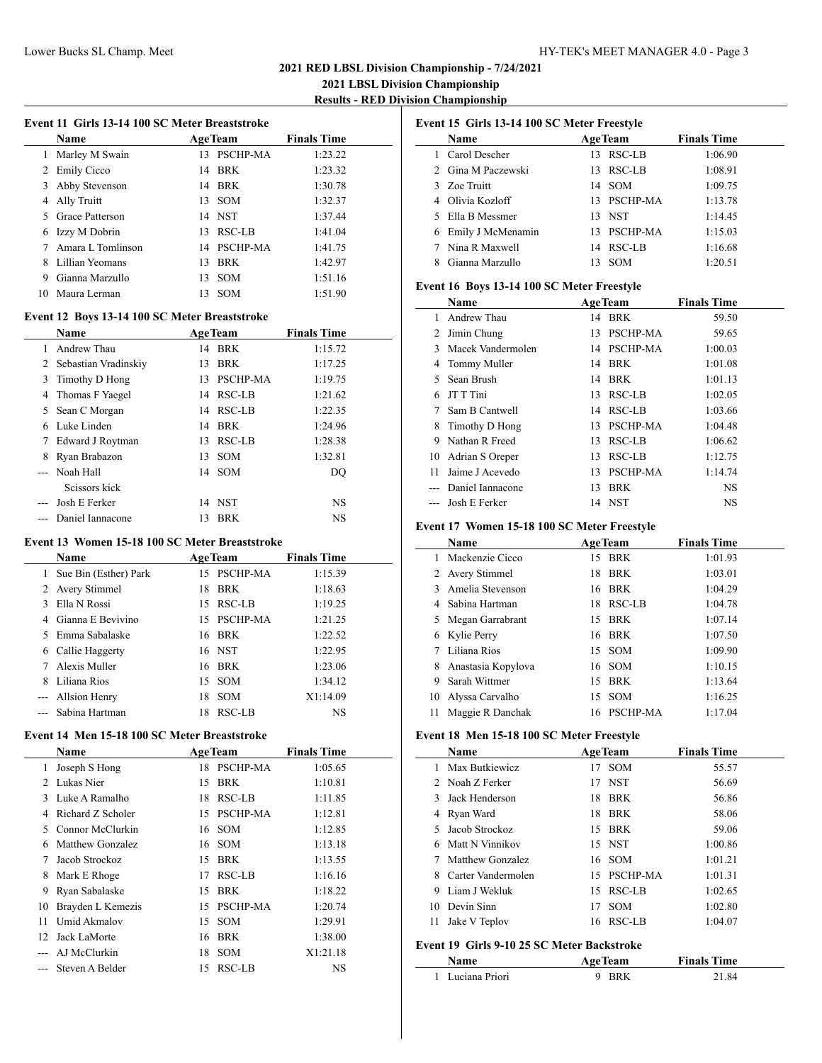## 2021 RED LBSL Division Championship - 7/24/2021

### 2021 LBSL Division Championship

### Results - RED Division Championship

#### Event 11 Girls 13-14 100 SC Meter Breaststroke

| | Name | Age | Team | Finals Time |
|---|---|---|---|---|
| 1 | Marley M Swain | 13 | PSCHP-MA | 1:23.22 |
| 2 | Emily Cicco | 14 | BRK | 1:23.32 |
| 3 | Abby Stevenson | 14 | BRK | 1:30.78 |
| 4 | Ally Truitt | 13 | SOM | 1:32.37 |
| 5 | Grace Patterson | 14 | NST | 1:37.44 |
| 6 | Izzy M Dobrin | 13 | RSC-LB | 1:41.04 |
| 7 | Amara L Tomlinson | 14 | PSCHP-MA | 1:41.75 |
| 8 | Lillian Yeomans | 13 | BRK | 1:42.97 |
| 9 | Gianna Marzullo | 13 | SOM | 1:51.16 |
| 10 | Maura Lerman | 13 | SOM | 1:51.90 |

#### Event 12 Boys 13-14 100 SC Meter Breaststroke

| | Name | Age | Team | Finals Time |
|---|---|---|---|---|
| 1 | Andrew Thau | 14 | BRK | 1:15.72 |
| 2 | Sebastian Vradinskiy | 13 | BRK | 1:17.25 |
| 3 | Timothy D Hong | 13 | PSCHP-MA | 1:19.75 |
| 4 | Thomas F Yaegel | 14 | RSC-LB | 1:21.62 |
| 5 | Sean C Morgan | 14 | RSC-LB | 1:22.35 |
| 6 | Luke Linden | 14 | BRK | 1:24.96 |
| 7 | Edward J Roytman | 13 | RSC-LB | 1:28.38 |
| 8 | Ryan Brabazon | 13 | SOM | 1:32.81 |
| --- | Noah Hall | 14 | SOM | DQ |
| | Scissors kick | | | |
| --- | Josh E Ferker | 14 | NST | NS |
| --- | Daniel Iannacone | 13 | BRK | NS |

#### Event 13 Women 15-18 100 SC Meter Breaststroke

| | Name | Age | Team | Finals Time |
|---|---|---|---|---|
| 1 | Sue Bin (Esther) Park | 15 | PSCHP-MA | 1:15.39 |
| 2 | Avery Stimmel | 18 | BRK | 1:18.63 |
| 3 | Ella N Rossi | 15 | RSC-LB | 1:19.25 |
| 4 | Gianna E Bevivino | 15 | PSCHP-MA | 1:21.25 |
| 5 | Emma Sabalaske | 16 | BRK | 1:22.52 |
| 6 | Callie Haggerty | 16 | NST | 1:22.95 |
| 7 | Alexis Muller | 16 | BRK | 1:23.06 |
| 8 | Liliana Rios | 15 | SOM | 1:34.12 |
| --- | Allsion Henry | 18 | SOM | X1:14.09 |
| --- | Sabina Hartman | 18 | RSC-LB | NS |

#### Event 14 Men 15-18 100 SC Meter Breaststroke

| | Name | Age | Team | Finals Time |
|---|---|---|---|---|
| 1 | Joseph S Hong | 18 | PSCHP-MA | 1:05.65 |
| 2 | Lukas Nier | 15 | BRK | 1:10.81 |
| 3 | Luke A Ramalho | 18 | RSC-LB | 1:11.85 |
| 4 | Richard Z Scholer | 15 | PSCHP-MA | 1:12.81 |
| 5 | Connor McClurkin | 16 | SOM | 1:12.85 |
| 6 | Matthew Gonzalez | 16 | SOM | 1:13.18 |
| 7 | Jacob Strockoz | 15 | BRK | 1:13.55 |
| 8 | Mark E Rhoge | 17 | RSC-LB | 1:16.16 |
| 9 | Ryan Sabalaske | 15 | BRK | 1:18.22 |
| 10 | Brayden L Kemezis | 15 | PSCHP-MA | 1:20.74 |
| 11 | Umid Akmalov | 15 | SOM | 1:29.91 |
| 12 | Jack LaMorte | 16 | BRK | 1:38.00 |
| --- | AJ McClurkin | 18 | SOM | X1:21.18 |
| --- | Steven A Belder | 15 | RSC-LB | NS |

#### Event 15 Girls 13-14 100 SC Meter Freestyle

| | Name | Age | Team | Finals Time |
|---|---|---|---|---|
| 1 | Carol Descher | 13 | RSC-LB | 1:06.90 |
| 2 | Gina M Paczewski | 13 | RSC-LB | 1:08.91 |
| 3 | Zoe Truitt | 14 | SOM | 1:09.75 |
| 4 | Olivia Kozloff | 13 | PSCHP-MA | 1:13.78 |
| 5 | Ella B Messmer | 13 | NST | 1:14.45 |
| 6 | Emily J McMenamin | 13 | PSCHP-MA | 1:15.03 |
| 7 | Nina R Maxwell | 14 | RSC-LB | 1:16.68 |
| 8 | Gianna Marzullo | 13 | SOM | 1:20.51 |

#### Event 16 Boys 13-14 100 SC Meter Freestyle

| | Name | Age | Team | Finals Time |
|---|---|---|---|---|
| 1 | Andrew Thau | 14 | BRK | 59.50 |
| 2 | Jimin Chung | 13 | PSCHP-MA | 59.65 |
| 3 | Macek Vandermolen | 14 | PSCHP-MA | 1:00.03 |
| 4 | Tommy Muller | 14 | BRK | 1:01.08 |
| 5 | Sean Brush | 14 | BRK | 1:01.13 |
| 6 | JT T Tini | 13 | RSC-LB | 1:02.05 |
| 7 | Sam B Cantwell | 14 | RSC-LB | 1:03.66 |
| 8 | Timothy D Hong | 13 | PSCHP-MA | 1:04.48 |
| 9 | Nathan R Freed | 13 | RSC-LB | 1:06.62 |
| 10 | Adrian S Oreper | 13 | RSC-LB | 1:12.75 |
| 11 | Jaime J Acevedo | 13 | PSCHP-MA | 1:14.74 |
| --- | Daniel Iannacone | 13 | BRK | NS |
| --- | Josh E Ferker | 14 | NST | NS |

#### Event 17 Women 15-18 100 SC Meter Freestyle

| | Name | Age | Team | Finals Time |
|---|---|---|---|---|
| 1 | Mackenzie Cicco | 15 | BRK | 1:01.93 |
| 2 | Avery Stimmel | 18 | BRK | 1:03.01 |
| 3 | Amelia Stevenson | 16 | BRK | 1:04.29 |
| 4 | Sabina Hartman | 18 | RSC-LB | 1:04.78 |
| 5 | Megan Garrabrant | 15 | BRK | 1:07.14 |
| 6 | Kylie Perry | 16 | BRK | 1:07.50 |
| 7 | Liliana Rios | 15 | SOM | 1:09.90 |
| 8 | Anastasia Kopylova | 16 | SOM | 1:10.15 |
| 9 | Sarah Wittmer | 15 | BRK | 1:13.64 |
| 10 | Alyssa Carvalho | 15 | SOM | 1:16.25 |
| 11 | Maggie R Danchak | 16 | PSCHP-MA | 1:17.04 |

#### Event 18 Men 15-18 100 SC Meter Freestyle

| | Name | Age | Team | Finals Time |
|---|---|---|---|---|
| 1 | Max Butkiewicz | 17 | SOM | 55.57 |
| 2 | Noah Z Ferker | 17 | NST | 56.69 |
| 3 | Jack Henderson | 18 | BRK | 56.86 |
| 4 | Ryan Ward | 18 | BRK | 58.06 |
| 5 | Jacob Strockoz | 15 | BRK | 59.06 |
| 6 | Matt N Vinnikov | 15 | NST | 1:00.86 |
| 7 | Matthew Gonzalez | 16 | SOM | 1:01.21 |
| 8 | Carter Vandermolen | 15 | PSCHP-MA | 1:01.31 |
| 9 | Liam J Wekluk | 15 | RSC-LB | 1:02.65 |
| 10 | Devin Sinn | 17 | SOM | 1:02.80 |
| 11 | Jake V Teplov | 16 | RSC-LB | 1:04.07 |

#### Event 19 Girls 9-10 25 SC Meter Backstroke

| | Name | Age | Team | Finals Time |
|---|---|---|---|---|
| 1 | Luciana Priori | 9 | BRK | 21.84 |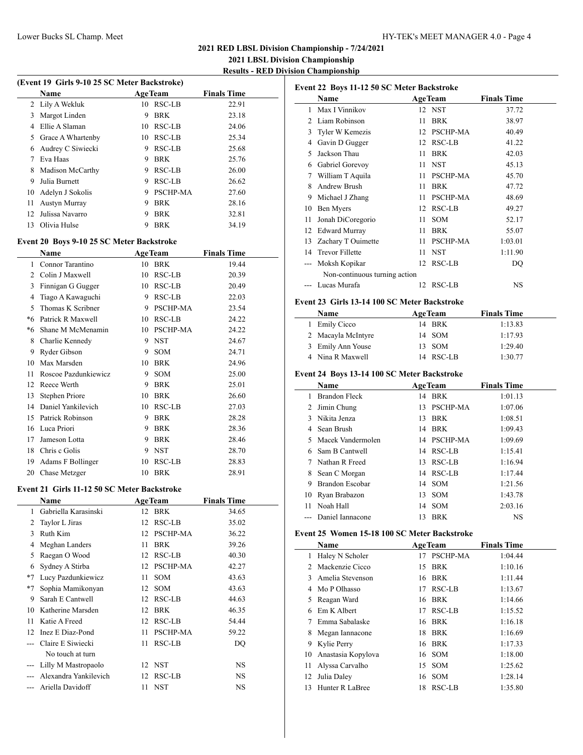## 2021 RED LBSL Division Championship - 7/24/2021

## 2021 LBSL Division Championship

### Results - RED Division Championship

#### (Event 19 Girls 9-10 25 SC Meter Backstroke)

| | Name | Age | Team | Finals Time |
|---|---|---|---|---|
| 2 | Lily A Wekluk | 10 | RSC-LB | 22.91 |
| 3 | Margot Linden | 9 | BRK | 23.18 |
| 4 | Ellie A Slaman | 10 | RSC-LB | 24.06 |
| 5 | Grace A Whartenby | 10 | RSC-LB | 25.34 |
| 6 | Audrey C Siwiecki | 9 | RSC-LB | 25.68 |
| 7 | Eva Haas | 9 | BRK | 25.76 |
| 8 | Madison McCarthy | 9 | RSC-LB | 26.00 |
| 9 | Julia Burnett | 9 | RSC-LB | 26.62 |
| 10 | Adelyn J Sokolis | 9 | PSCHP-MA | 27.60 |
| 11 | Austyn Murray | 9 | BRK | 28.16 |
| 12 | Julissa Navarro | 9 | BRK | 32.81 |
| 13 | Olivia Hulse | 9 | BRK | 34.19 |

#### Event 20 Boys 9-10 25 SC Meter Backstroke

| | Name | Age | Team | Finals Time |
|---|---|---|---|---|
| 1 | Connor Tarantino | 10 | BRK | 19.44 |
| 2 | Colin J Maxwell | 10 | RSC-LB | 20.39 |
| 3 | Finnigan G Gugger | 10 | RSC-LB | 20.49 |
| 4 | Tiago A Kawaguchi | 9 | RSC-LB | 22.03 |
| 5 | Thomas K Scribner | 9 | PSCHP-MA | 23.54 |
| *6 | Patrick R Maxwell | 10 | RSC-LB | 24.22 |
| *6 | Shane M McMenamin | 10 | PSCHP-MA | 24.22 |
| 8 | Charlie Kennedy | 9 | NST | 24.67 |
| 9 | Ryder Gibson | 9 | SOM | 24.71 |
| 10 | Max Marsden | 10 | BRK | 24.96 |
| 11 | Roscoe Pazdunkiewicz | 9 | SOM | 25.00 |
| 12 | Reece Werth | 9 | BRK | 25.01 |
| 13 | Stephen Priore | 10 | BRK | 26.60 |
| 14 | Daniel Yankilevich | 10 | RSC-LB | 27.03 |
| 15 | Patrick Robinson | 9 | BRK | 28.28 |
| 16 | Luca Priori | 9 | BRK | 28.36 |
| 17 | Jameson Lotta | 9 | BRK | 28.46 |
| 18 | Chris c Golis | 9 | NST | 28.70 |
| 19 | Adams F Bollinger | 10 | RSC-LB | 28.83 |
| 20 | Chase Metzger | 10 | BRK | 28.91 |

#### Event 21 Girls 11-12 50 SC Meter Backstroke

| | Name | Age | Team | Finals Time |
|---|---|---|---|---|
| 1 | Gabriella Karasinski | 12 | BRK | 34.65 |
| 2 | Taylor L Jiras | 12 | RSC-LB | 35.02 |
| 3 | Ruth Kim | 12 | PSCHP-MA | 36.22 |
| 4 | Meghan Landers | 11 | BRK | 39.26 |
| 5 | Raegan O Wood | 12 | RSC-LB | 40.30 |
| 6 | Sydney A Stirba | 12 | PSCHP-MA | 42.27 |
| *7 | Lucy Pazdunkiewicz | 11 | SOM | 43.63 |
| *7 | Sophia Mamikonyan | 12 | SOM | 43.63 |
| 9 | Sarah E Cantwell | 12 | RSC-LB | 44.63 |
| 10 | Katherine Marsden | 12 | BRK | 46.35 |
| 11 | Katie A Freed | 12 | RSC-LB | 54.44 |
| 12 | Inez E Diaz-Pond | 11 | PSCHP-MA | 59.22 |
| --- | Claire E Siwiecki | 11 | RSC-LB | DQ |
| | No touch at turn | | | |
| --- | Lilly M Mastropaolo | 12 | NST | NS |
| --- | Alexandra Yankilevich | 12 | RSC-LB | NS |
| --- | Ariella Davidoff | 11 | NST | NS |

#### Event 22 Boys 11-12 50 SC Meter Backstroke

| | Name | Age | Team | Finals Time |
|---|---|---|---|---|
| 1 | Max I Vinnikov | 12 | NST | 37.72 |
| 2 | Liam Robinson | 11 | BRK | 38.97 |
| 3 | Tyler W Kemezis | 12 | PSCHP-MA | 40.49 |
| 4 | Gavin D Gugger | 12 | RSC-LB | 41.22 |
| 5 | Jackson Thau | 11 | BRK | 42.03 |
| 6 | Gabriel Gorevoy | 11 | NST | 45.13 |
| 7 | William T Aquila | 11 | PSCHP-MA | 45.70 |
| 8 | Andrew Brush | 11 | BRK | 47.72 |
| 9 | Michael J Zhang | 11 | PSCHP-MA | 48.69 |
| 10 | Ben Myers | 12 | RSC-LB | 49.27 |
| 11 | Jonah DiCoregorio | 11 | SOM | 52.17 |
| 12 | Edward Murray | 11 | BRK | 55.07 |
| 13 | Zachary T Ouimette | 11 | PSCHP-MA | 1:03.01 |
| 14 | Trevor Fillette | 11 | NST | 1:11.90 |
| --- | Moksh Kopikar | 12 | RSC-LB | DQ |
| | Non-continuous turning action | | | |
| --- | Lucas Murafa | 12 | RSC-LB | NS |

#### Event 23 Girls 13-14 100 SC Meter Backstroke

| | Name | Age | Team | Finals Time |
|---|---|---|---|---|
| 1 | Emily Cicco | 14 | BRK | 1:13.83 |
| 2 | Macayla McIntyre | 14 | SOM | 1:17.93 |
| 3 | Emily Ann Youse | 13 | SOM | 1:29.40 |
| 4 | Nina R Maxwell | 14 | RSC-LB | 1:30.77 |

#### Event 24 Boys 13-14 100 SC Meter Backstroke

| | Name | Age | Team | Finals Time |
|---|---|---|---|---|
| 1 | Brandon Fleck | 14 | BRK | 1:01.13 |
| 2 | Jimin Chung | 13 | PSCHP-MA | 1:07.06 |
| 3 | Nikita Jenza | 13 | BRK | 1:08.51 |
| 4 | Sean Brush | 14 | BRK | 1:09.43 |
| 5 | Macek Vandermolen | 14 | PSCHP-MA | 1:09.69 |
| 6 | Sam B Cantwell | 14 | RSC-LB | 1:15.41 |
| 7 | Nathan R Freed | 13 | RSC-LB | 1:16.94 |
| 8 | Sean C Morgan | 14 | RSC-LB | 1:17.44 |
| 9 | Brandon Escobar | 14 | SOM | 1:21.56 |
| 10 | Ryan Brabazon | 13 | SOM | 1:43.78 |
| 11 | Noah Hall | 14 | SOM | 2:03.16 |
| --- | Daniel Iannacone | 13 | BRK | NS |

#### Event 25 Women 15-18 100 SC Meter Backstroke

| | Name | Age | Team | Finals Time |
|---|---|---|---|---|
| 1 | Haley N Scholer | 17 | PSCHP-MA | 1:04.44 |
| 2 | Mackenzie Cicco | 15 | BRK | 1:10.16 |
| 3 | Amelia Stevenson | 16 | BRK | 1:11.44 |
| 4 | Mo P Olhasso | 17 | RSC-LB | 1:13.67 |
| 5 | Reagan Ward | 16 | BRK | 1:14.66 |
| 6 | Em K Albert | 17 | RSC-LB | 1:15.52 |
| 7 | Emma Sabalaske | 16 | BRK | 1:16.18 |
| 8 | Megan Iannacone | 18 | BRK | 1:16.69 |
| 9 | Kylie Perry | 16 | BRK | 1:17.33 |
| 10 | Anastasia Kopylova | 16 | SOM | 1:18.00 |
| 11 | Alyssa Carvalho | 15 | SOM | 1:25.62 |
| 12 | Julia Daley | 16 | SOM | 1:28.14 |
| 13 | Hunter R LaBree | 18 | RSC-LB | 1:35.80 |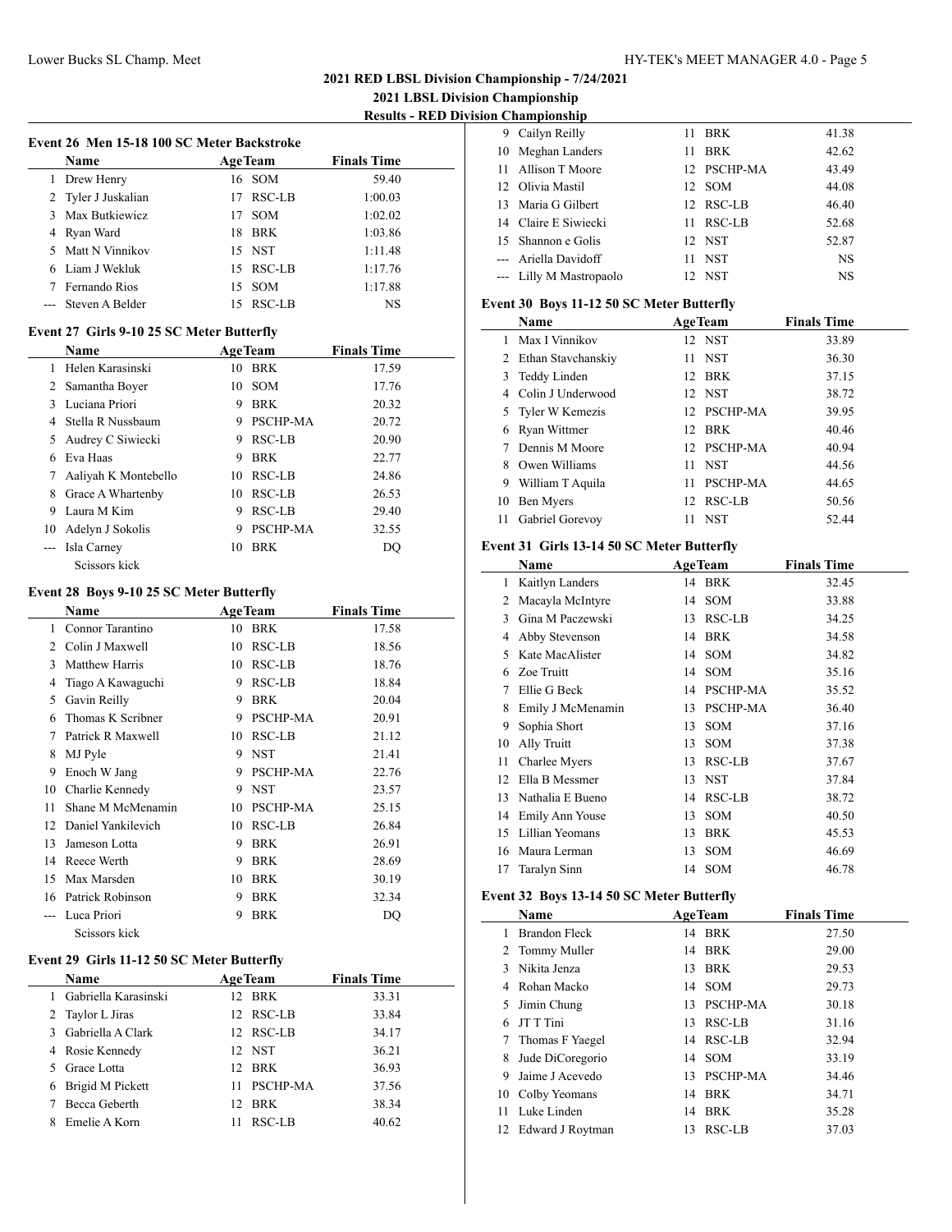# 2021 RED LBSL Division Championship - 7/24/2021

## 2021 LBSL Division Championship

### Results - RED Division Championship

#### Event 26 Men 15-18 100 SC Meter Backstroke

| | Name | Age | Team | Finals Time |
|---|---|---|---|---|
| 1 | Drew Henry | 16 | SOM | 59.40 |
| 2 | Tyler J Juskalian | 17 | RSC-LB | 1:00.03 |
| 3 | Max Butkiewicz | 17 | SOM | 1:02.02 |
| 4 | Ryan Ward | 18 | BRK | 1:03.86 |
| 5 | Matt N Vinnikov | 15 | NST | 1:11.48 |
| 6 | Liam J Wekluk | 15 | RSC-LB | 1:17.76 |
| 7 | Fernando Rios | 15 | SOM | 1:17.88 |
| --- | Steven A Belder | 15 | RSC-LB | NS |

#### Event 27 Girls 9-10 25 SC Meter Butterfly

| | Name | Age | Team | Finals Time |
|---|---|---|---|---|
| 1 | Helen Karasinski | 10 | BRK | 17.59 |
| 2 | Samantha Boyer | 10 | SOM | 17.76 |
| 3 | Luciana Priori | 9 | BRK | 20.32 |
| 4 | Stella R Nussbaum | 9 | PSCHP-MA | 20.72 |
| 5 | Audrey C Siwiecki | 9 | RSC-LB | 20.90 |
| 6 | Eva Haas | 9 | BRK | 22.77 |
| 7 | Aaliyah K Montebello | 10 | RSC-LB | 24.86 |
| 8 | Grace A Whartenby | 10 | RSC-LB | 26.53 |
| 9 | Laura M Kim | 9 | RSC-LB | 29.40 |
| 10 | Adelyn J Sokolis | 9 | PSCHP-MA | 32.55 |
| --- | Isla Carney | 10 | BRK | DQ |
| | Scissors kick | | | |

#### Event 28 Boys 9-10 25 SC Meter Butterfly

| | Name | Age | Team | Finals Time |
|---|---|---|---|---|
| 1 | Connor Tarantino | 10 | BRK | 17.58 |
| 2 | Colin J Maxwell | 10 | RSC-LB | 18.56 |
| 3 | Matthew Harris | 10 | RSC-LB | 18.76 |
| 4 | Tiago A Kawaguchi | 9 | RSC-LB | 18.84 |
| 5 | Gavin Reilly | 9 | BRK | 20.04 |
| 6 | Thomas K Scribner | 9 | PSCHP-MA | 20.91 |
| 7 | Patrick R Maxwell | 10 | RSC-LB | 21.12 |
| 8 | MJ Pyle | 9 | NST | 21.41 |
| 9 | Enoch W Jang | 9 | PSCHP-MA | 22.76 |
| 10 | Charlie Kennedy | 9 | NST | 23.57 |
| 11 | Shane M McMenamin | 10 | PSCHP-MA | 25.15 |
| 12 | Daniel Yankilevich | 10 | RSC-LB | 26.84 |
| 13 | Jameson Lotta | 9 | BRK | 26.91 |
| 14 | Reece Werth | 9 | BRK | 28.69 |
| 15 | Max Marsden | 10 | BRK | 30.19 |
| 16 | Patrick Robinson | 9 | BRK | 32.34 |
| --- | Luca Priori | 9 | BRK | DQ |
| | Scissors kick | | | |

#### Event 29 Girls 11-12 50 SC Meter Butterfly

| | Name | Age | Team | Finals Time |
|---|---|---|---|---|
| 1 | Gabriella Karasinski | 12 | BRK | 33.31 |
| 2 | Taylor L Jiras | 12 | RSC-LB | 33.84 |
| 3 | Gabriella A Clark | 12 | RSC-LB | 34.17 |
| 4 | Rosie Kennedy | 12 | NST | 36.21 |
| 5 | Grace Lotta | 12 | BRK | 36.93 |
| 6 | Brigid M Pickett | 11 | PSCHP-MA | 37.56 |
| 7 | Becca Geberth | 12 | BRK | 38.34 |
| 8 | Emelie A Korn | 11 | RSC-LB | 40.62 |
| 9 | Cailyn Reilly | 11 | BRK | 41.38 |
| 10 | Meghan Landers | 11 | BRK | 42.62 |
| 11 | Allison T Moore | 12 | PSCHP-MA | 43.49 |
| 12 | Olivia Mastil | 12 | SOM | 44.08 |
| 13 | Maria G Gilbert | 12 | RSC-LB | 46.40 |
| 14 | Claire E Siwiecki | 11 | RSC-LB | 52.68 |
| 15 | Shannon e Golis | 12 | NST | 52.87 |
| --- | Ariella Davidoff | 11 | NST | NS |
| --- | Lilly M Mastropaolo | 12 | NST | NS |

#### Event 30 Boys 11-12 50 SC Meter Butterfly

| | Name | Age | Team | Finals Time |
|---|---|---|---|---|
| 1 | Max I Vinnikov | 12 | NST | 33.89 |
| 2 | Ethan Stavchanskiy | 11 | NST | 36.30 |
| 3 | Teddy Linden | 12 | BRK | 37.15 |
| 4 | Colin J Underwood | 12 | NST | 38.72 |
| 5 | Tyler W Kemezis | 12 | PSCHP-MA | 39.95 |
| 6 | Ryan Wittmer | 12 | BRK | 40.46 |
| 7 | Dennis M Moore | 12 | PSCHP-MA | 40.94 |
| 8 | Owen Williams | 11 | NST | 44.56 |
| 9 | William T Aquila | 11 | PSCHP-MA | 44.65 |
| 10 | Ben Myers | 12 | RSC-LB | 50.56 |
| 11 | Gabriel Gorevoy | 11 | NST | 52.44 |

#### Event 31 Girls 13-14 50 SC Meter Butterfly

| | Name | Age | Team | Finals Time |
|---|---|---|---|---|
| 1 | Kaitlyn Landers | 14 | BRK | 32.45 |
| 2 | Macayla McIntyre | 14 | SOM | 33.88 |
| 3 | Gina M Paczewski | 13 | RSC-LB | 34.25 |
| 4 | Abby Stevenson | 14 | BRK | 34.58 |
| 5 | Kate MacAlister | 14 | SOM | 34.82 |
| 6 | Zoe Truitt | 14 | SOM | 35.16 |
| 7 | Ellie G Beck | 14 | PSCHP-MA | 35.52 |
| 8 | Emily J McMenamin | 13 | PSCHP-MA | 36.40 |
| 9 | Sophia Short | 13 | SOM | 37.16 |
| 10 | Ally Truitt | 13 | SOM | 37.38 |
| 11 | Charlee Myers | 13 | RSC-LB | 37.67 |
| 12 | Ella B Messmer | 13 | NST | 37.84 |
| 13 | Nathalia E Bueno | 14 | RSC-LB | 38.72 |
| 14 | Emily Ann Youse | 13 | SOM | 40.50 |
| 15 | Lillian Yeomans | 13 | BRK | 45.53 |
| 16 | Maura Lerman | 13 | SOM | 46.69 |
| 17 | Taralyn Sinn | 14 | SOM | 46.78 |

#### Event 32 Boys 13-14 50 SC Meter Butterfly

| | Name | Age | Team | Finals Time |
|---|---|---|---|---|
| 1 | Brandon Fleck | 14 | BRK | 27.50 |
| 2 | Tommy Muller | 14 | BRK | 29.00 |
| 3 | Nikita Jenza | 13 | BRK | 29.53 |
| 4 | Rohan Macko | 14 | SOM | 29.73 |
| 5 | Jimin Chung | 13 | PSCHP-MA | 30.18 |
| 6 | JT T Tini | 13 | RSC-LB | 31.16 |
| 7 | Thomas F Yaegel | 14 | RSC-LB | 32.94 |
| 8 | Jude DiCoregorio | 14 | SOM | 33.19 |
| 9 | Jaime J Acevedo | 13 | PSCHP-MA | 34.46 |
| 10 | Colby Yeomans | 14 | BRK | 34.71 |
| 11 | Luke Linden | 14 | BRK | 35.28 |
| 12 | Edward J Roytman | 13 | RSC-LB | 37.03 |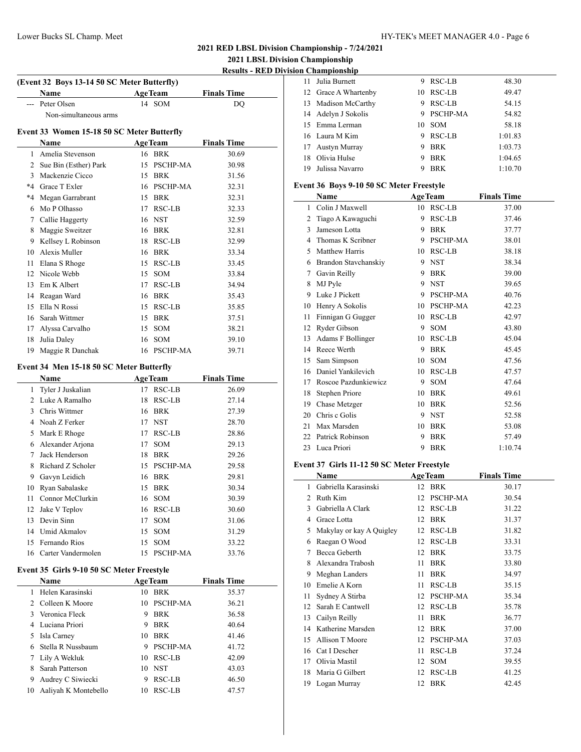## 2021 RED LBSL Division Championship - 7/24/2021

### 2021 LBSL Division Championship

### Results - RED Division Championship

**(Event 32 Boys 13-14 50 SC Meter Butterfly)**

| | Name | Age | Team | Finals Time |
|---|---|---|---|---|
| --- | Peter Olsen | 14 | SOM | DQ |
| | Non-simultaneous arms | | | |

**Event 33 Women 15-18 50 SC Meter Butterfly**

| | Name | Age | Team | Finals Time |
|---|---|---|---|---|
| 1 | Amelia Stevenson | 16 | BRK | 30.69 |
| 2 | Sue Bin (Esther) Park | 15 | PSCHP-MA | 30.98 |
| 3 | Mackenzie Cicco | 15 | BRK | 31.56 |
| *4 | Grace T Exler | 16 | PSCHP-MA | 32.31 |
| *4 | Megan Garrabrant | 15 | BRK | 32.31 |
| 6 | Mo P Olhasso | 17 | RSC-LB | 32.33 |
| 7 | Callie Haggerty | 16 | NST | 32.59 |
| 8 | Maggie Sweitzer | 16 | BRK | 32.81 |
| 9 | Kellsey L Robinson | 18 | RSC-LB | 32.99 |
| 10 | Alexis Muller | 16 | BRK | 33.34 |
| 11 | Elana S Rhoge | 15 | RSC-LB | 33.45 |
| 12 | Nicole Webb | 15 | SOM | 33.84 |
| 13 | Em K Albert | 17 | RSC-LB | 34.94 |
| 14 | Reagan Ward | 16 | BRK | 35.43 |
| 15 | Ella N Rossi | 15 | RSC-LB | 35.85 |
| 16 | Sarah Wittmer | 15 | BRK | 37.51 |
| 17 | Alyssa Carvalho | 15 | SOM | 38.21 |
| 18 | Julia Daley | 16 | SOM | 39.10 |
| 19 | Maggie R Danchak | 16 | PSCHP-MA | 39.71 |

**Event 34 Men 15-18 50 SC Meter Butterfly**

| | Name | Age | Team | Finals Time |
|---|---|---|---|---|
| 1 | Tyler J Juskalian | 17 | RSC-LB | 26.09 |
| 2 | Luke A Ramalho | 18 | RSC-LB | 27.14 |
| 3 | Chris Wittmer | 16 | BRK | 27.39 |
| 4 | Noah Z Ferker | 17 | NST | 28.70 |
| 5 | Mark E Rhoge | 17 | RSC-LB | 28.86 |
| 6 | Alexander Arjona | 17 | SOM | 29.13 |
| 7 | Jack Henderson | 18 | BRK | 29.26 |
| 8 | Richard Z Scholer | 15 | PSCHP-MA | 29.58 |
| 9 | Gavyn Leidich | 16 | BRK | 29.81 |
| 10 | Ryan Sabalaske | 15 | BRK | 30.34 |
| 11 | Connor McClurkin | 16 | SOM | 30.39 |
| 12 | Jake V Teplov | 16 | RSC-LB | 30.60 |
| 13 | Devin Sinn | 17 | SOM | 31.06 |
| 14 | Umid Akmalov | 15 | SOM | 31.29 |
| 15 | Fernando Rios | 15 | SOM | 33.22 |
| 16 | Carter Vandermolen | 15 | PSCHP-MA | 33.76 |

**Event 35 Girls 9-10 50 SC Meter Freestyle**

| | Name | Age | Team | Finals Time |
|---|---|---|---|---|
| 1 | Helen Karasinski | 10 | BRK | 35.37 |
| 2 | Colleen K Moore | 10 | PSCHP-MA | 36.21 |
| 3 | Veronica Fleck | 9 | BRK | 36.58 |
| 4 | Luciana Priori | 9 | BRK | 40.64 |
| 5 | Isla Carney | 10 | BRK | 41.46 |
| 6 | Stella R Nussbaum | 9 | PSCHP-MA | 41.72 |
| 7 | Lily A Wekluk | 10 | RSC-LB | 42.09 |
| 8 | Sarah Patterson | 10 | NST | 43.03 |
| 9 | Audrey C Siwiecki | 9 | RSC-LB | 46.50 |
| 10 | Aaliyah K Montebello | 10 | RSC-LB | 47.57 |
| 11 | Julia Burnett | 9 | RSC-LB | 48.30 |
| 12 | Grace A Whartenby | 10 | RSC-LB | 49.47 |
| 13 | Madison McCarthy | 9 | RSC-LB | 54.15 |
| 14 | Adelyn J Sokolis | 9 | PSCHP-MA | 54.82 |
| 15 | Emma Lerman | 10 | SOM | 58.18 |
| 16 | Laura M Kim | 9 | RSC-LB | 1:01.83 |
| 17 | Austyn Murray | 9 | BRK | 1:03.73 |
| 18 | Olivia Hulse | 9 | BRK | 1:04.65 |
| 19 | Julissa Navarro | 9 | BRK | 1:10.70 |

**Event 36 Boys 9-10 50 SC Meter Freestyle**

| | Name | Age | Team | Finals Time |
|---|---|---|---|---|
| 1 | Colin J Maxwell | 10 | RSC-LB | 37.00 |
| 2 | Tiago A Kawaguchi | 9 | RSC-LB | 37.46 |
| 3 | Jameson Lotta | 9 | BRK | 37.77 |
| 4 | Thomas K Scribner | 9 | PSCHP-MA | 38.01 |
| 5 | Matthew Harris | 10 | RSC-LB | 38.18 |
| 6 | Brandon Stavchanskiy | 9 | NST | 38.34 |
| 7 | Gavin Reilly | 9 | BRK | 39.00 |
| 8 | MJ Pyle | 9 | NST | 39.65 |
| 9 | Luke J Pickett | 9 | PSCHP-MA | 40.76 |
| 10 | Henry A Sokolis | 10 | PSCHP-MA | 42.23 |
| 11 | Finnigan G Gugger | 10 | RSC-LB | 42.97 |
| 12 | Ryder Gibson | 9 | SOM | 43.80 |
| 13 | Adams F Bollinger | 10 | RSC-LB | 45.04 |
| 14 | Reece Werth | 9 | BRK | 45.45 |
| 15 | Sam Simpson | 10 | SOM | 47.56 |
| 16 | Daniel Yankilevich | 10 | RSC-LB | 47.57 |
| 17 | Roscoe Pazdunkiewicz | 9 | SOM | 47.64 |
| 18 | Stephen Priore | 10 | BRK | 49.61 |
| 19 | Chase Metzger | 10 | BRK | 52.56 |
| 20 | Chris c Golis | 9 | NST | 52.58 |
| 21 | Max Marsden | 10 | BRK | 53.08 |
| 22 | Patrick Robinson | 9 | BRK | 57.49 |
| 23 | Luca Priori | 9 | BRK | 1:10.74 |

**Event 37 Girls 11-12 50 SC Meter Freestyle**

| | Name | Age | Team | Finals Time |
|---|---|---|---|---|
| 1 | Gabriella Karasinski | 12 | BRK | 30.17 |
| 2 | Ruth Kim | 12 | PSCHP-MA | 30.54 |
| 3 | Gabriella A Clark | 12 | RSC-LB | 31.22 |
| 4 | Grace Lotta | 12 | BRK | 31.37 |
| 5 | Makylay or kay A Quigley | 12 | RSC-LB | 31.82 |
| 6 | Raegan O Wood | 12 | RSC-LB | 33.31 |
| 7 | Becca Geberth | 12 | BRK | 33.75 |
| 8 | Alexandra Trabosh | 11 | BRK | 33.80 |
| 9 | Meghan Landers | 11 | BRK | 34.97 |
| 10 | Emelie A Korn | 11 | RSC-LB | 35.15 |
| 11 | Sydney A Stirba | 12 | PSCHP-MA | 35.34 |
| 12 | Sarah E Cantwell | 12 | RSC-LB | 35.78 |
| 13 | Cailyn Reilly | 11 | BRK | 36.77 |
| 14 | Katherine Marsden | 12 | BRK | 37.00 |
| 15 | Allison T Moore | 12 | PSCHP-MA | 37.03 |
| 16 | Cat I Descher | 11 | RSC-LB | 37.24 |
| 17 | Olivia Mastil | 12 | SOM | 39.55 |
| 18 | Maria G Gilbert | 12 | RSC-LB | 41.25 |
| 19 | Logan Murray | 12 | BRK | 42.45 |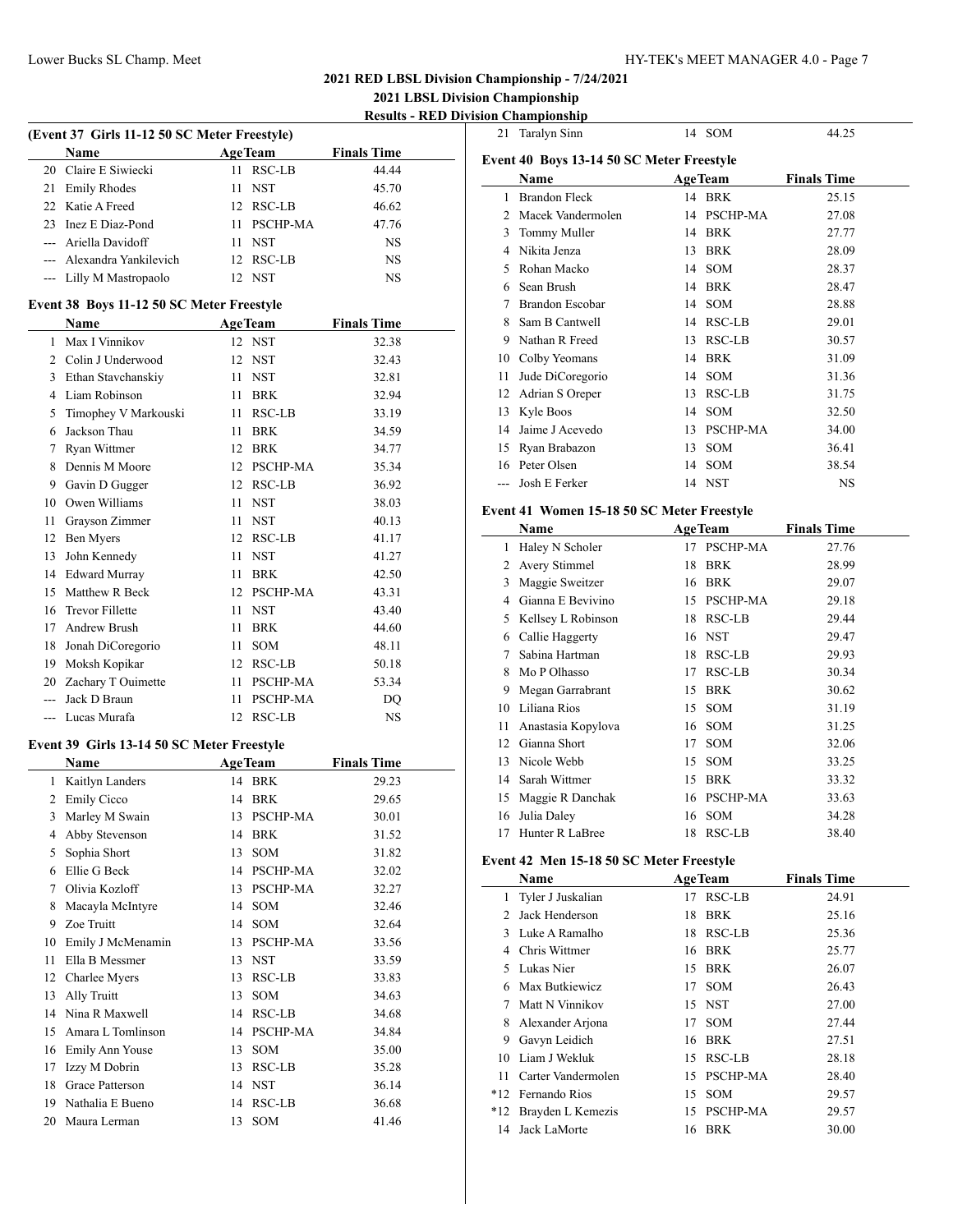## 2021 RED LBSL Division Championship - 7/24/2021

## 2021 LBSL Division Championship

### Results - RED Division Championship

### (Event 37 Girls 11-12 50 SC Meter Freestyle)

| | Name | Age | Team | Finals Time |
|---|---|---|---|---|
| 20 | Claire E Siwiecki | 11 | RSC-LB | 44.44 |
| 21 | Emily Rhodes | 11 | NST | 45.70 |
| 22 | Katie A Freed | 12 | RSC-LB | 46.62 |
| 23 | Inez E Diaz-Pond | 11 | PSCHP-MA | 47.76 |
| --- | Ariella Davidoff | 11 | NST | NS |
| --- | Alexandra Yankilevich | 12 | RSC-LB | NS |
| --- | Lilly M Mastropaolo | 12 | NST | NS |

### Event 38 Boys 11-12 50 SC Meter Freestyle

| | Name | Age | Team | Finals Time |
|---|---|---|---|---|
| 1 | Max I Vinnikov | 12 | NST | 32.38 |
| 2 | Colin J Underwood | 12 | NST | 32.43 |
| 3 | Ethan Stavchanskiy | 11 | NST | 32.81 |
| 4 | Liam Robinson | 11 | BRK | 32.94 |
| 5 | Timophey V Markouski | 11 | RSC-LB | 33.19 |
| 6 | Jackson Thau | 11 | BRK | 34.59 |
| 7 | Ryan Wittmer | 12 | BRK | 34.77 |
| 8 | Dennis M Moore | 12 | PSCHP-MA | 35.34 |
| 9 | Gavin D Gugger | 12 | RSC-LB | 36.92 |
| 10 | Owen Williams | 11 | NST | 38.03 |
| 11 | Grayson Zimmer | 11 | NST | 40.13 |
| 12 | Ben Myers | 12 | RSC-LB | 41.17 |
| 13 | John Kennedy | 11 | NST | 41.27 |
| 14 | Edward Murray | 11 | BRK | 42.50 |
| 15 | Matthew R Beck | 12 | PSCHP-MA | 43.31 |
| 16 | Trevor Fillette | 11 | NST | 43.40 |
| 17 | Andrew Brush | 11 | BRK | 44.60 |
| 18 | Jonah DiCoregorio | 11 | SOM | 48.11 |
| 19 | Moksh Kopikar | 12 | RSC-LB | 50.18 |
| 20 | Zachary T Ouimette | 11 | PSCHP-MA | 53.34 |
| --- | Jack D Braun | 11 | PSCHP-MA | DQ |
| --- | Lucas Murafa | 12 | RSC-LB | NS |

### Event 39 Girls 13-14 50 SC Meter Freestyle

| | Name | Age | Team | Finals Time |
|---|---|---|---|---|
| 1 | Kaitlyn Landers | 14 | BRK | 29.23 |
| 2 | Emily Cicco | 14 | BRK | 29.65 |
| 3 | Marley M Swain | 13 | PSCHP-MA | 30.01 |
| 4 | Abby Stevenson | 14 | BRK | 31.52 |
| 5 | Sophia Short | 13 | SOM | 31.82 |
| 6 | Ellie G Beck | 14 | PSCHP-MA | 32.02 |
| 7 | Olivia Kozloff | 13 | PSCHP-MA | 32.27 |
| 8 | Macayla McIntyre | 14 | SOM | 32.46 |
| 9 | Zoe Truitt | 14 | SOM | 32.64 |
| 10 | Emily J McMenamin | 13 | PSCHP-MA | 33.56 |
| 11 | Ella B Messmer | 13 | NST | 33.59 |
| 12 | Charlee Myers | 13 | RSC-LB | 33.83 |
| 13 | Ally Truitt | 13 | SOM | 34.63 |
| 14 | Nina R Maxwell | 14 | RSC-LB | 34.68 |
| 15 | Amara L Tomlinson | 14 | PSCHP-MA | 34.84 |
| 16 | Emily Ann Youse | 13 | SOM | 35.00 |
| 17 | Izzy M Dobrin | 13 | RSC-LB | 35.28 |
| 18 | Grace Patterson | 14 | NST | 36.14 |
| 19 | Nathalia E Bueno | 14 | RSC-LB | 36.68 |
| 20 | Maura Lerman | 13 | SOM | 41.46 |
| 21 | Taralyn Sinn | 14 | SOM | 44.25 |

### Event 40 Boys 13-14 50 SC Meter Freestyle

| | Name | Age | Team | Finals Time |
|---|---|---|---|---|
| 1 | Brandon Fleck | 14 | BRK | 25.15 |
| 2 | Macek Vandermolen | 14 | PSCHP-MA | 27.08 |
| 3 | Tommy Muller | 14 | BRK | 27.77 |
| 4 | Nikita Jenza | 13 | BRK | 28.09 |
| 5 | Rohan Macko | 14 | SOM | 28.37 |
| 6 | Sean Brush | 14 | BRK | 28.47 |
| 7 | Brandon Escobar | 14 | SOM | 28.88 |
| 8 | Sam B Cantwell | 14 | RSC-LB | 29.01 |
| 9 | Nathan R Freed | 13 | RSC-LB | 30.57 |
| 10 | Colby Yeomans | 14 | BRK | 31.09 |
| 11 | Jude DiCoregorio | 14 | SOM | 31.36 |
| 12 | Adrian S Oreper | 13 | RSC-LB | 31.75 |
| 13 | Kyle Boos | 14 | SOM | 32.50 |
| 14 | Jaime J Acevedo | 13 | PSCHP-MA | 34.00 |
| 15 | Ryan Brabazon | 13 | SOM | 36.41 |
| 16 | Peter Olsen | 14 | SOM | 38.54 |
| --- | Josh E Ferker | 14 | NST | NS |

### Event 41 Women 15-18 50 SC Meter Freestyle

| | Name | Age | Team | Finals Time |
|---|---|---|---|---|
| 1 | Haley N Scholer | 17 | PSCHP-MA | 27.76 |
| 2 | Avery Stimmel | 18 | BRK | 28.99 |
| 3 | Maggie Sweitzer | 16 | BRK | 29.07 |
| 4 | Gianna E Bevivino | 15 | PSCHP-MA | 29.18 |
| 5 | Kellsey L Robinson | 18 | RSC-LB | 29.44 |
| 6 | Callie Haggerty | 16 | NST | 29.47 |
| 7 | Sabina Hartman | 18 | RSC-LB | 29.93 |
| 8 | Mo P Olhasso | 17 | RSC-LB | 30.34 |
| 9 | Megan Garrabrant | 15 | BRK | 30.62 |
| 10 | Liliana Rios | 15 | SOM | 31.19 |
| 11 | Anastasia Kopylova | 16 | SOM | 31.25 |
| 12 | Gianna Short | 17 | SOM | 32.06 |
| 13 | Nicole Webb | 15 | SOM | 33.25 |
| 14 | Sarah Wittmer | 15 | BRK | 33.32 |
| 15 | Maggie R Danchak | 16 | PSCHP-MA | 33.63 |
| 16 | Julia Daley | 16 | SOM | 34.28 |
| 17 | Hunter R LaBree | 18 | RSC-LB | 38.40 |

### Event 42 Men 15-18 50 SC Meter Freestyle

| | Name | Age | Team | Finals Time |
|---|---|---|---|---|
| 1 | Tyler J Juskalian | 17 | RSC-LB | 24.91 |
| 2 | Jack Henderson | 18 | BRK | 25.16 |
| 3 | Luke A Ramalho | 18 | RSC-LB | 25.36 |
| 4 | Chris Wittmer | 16 | BRK | 25.77 |
| 5 | Lukas Nier | 15 | BRK | 26.07 |
| 6 | Max Butkiewicz | 17 | SOM | 26.43 |
| 7 | Matt N Vinnikov | 15 | NST | 27.00 |
| 8 | Alexander Arjona | 17 | SOM | 27.44 |
| 9 | Gavyn Leidich | 16 | BRK | 27.51 |
| 10 | Liam J Wekluk | 15 | RSC-LB | 28.18 |
| 11 | Carter Vandermolen | 15 | PSCHP-MA | 28.40 |
| *12 | Fernando Rios | 15 | SOM | 29.57 |
| *12 | Brayden L Kemezis | 15 | PSCHP-MA | 29.57 |
| 14 | Jack LaMorte | 16 | BRK | 30.00 |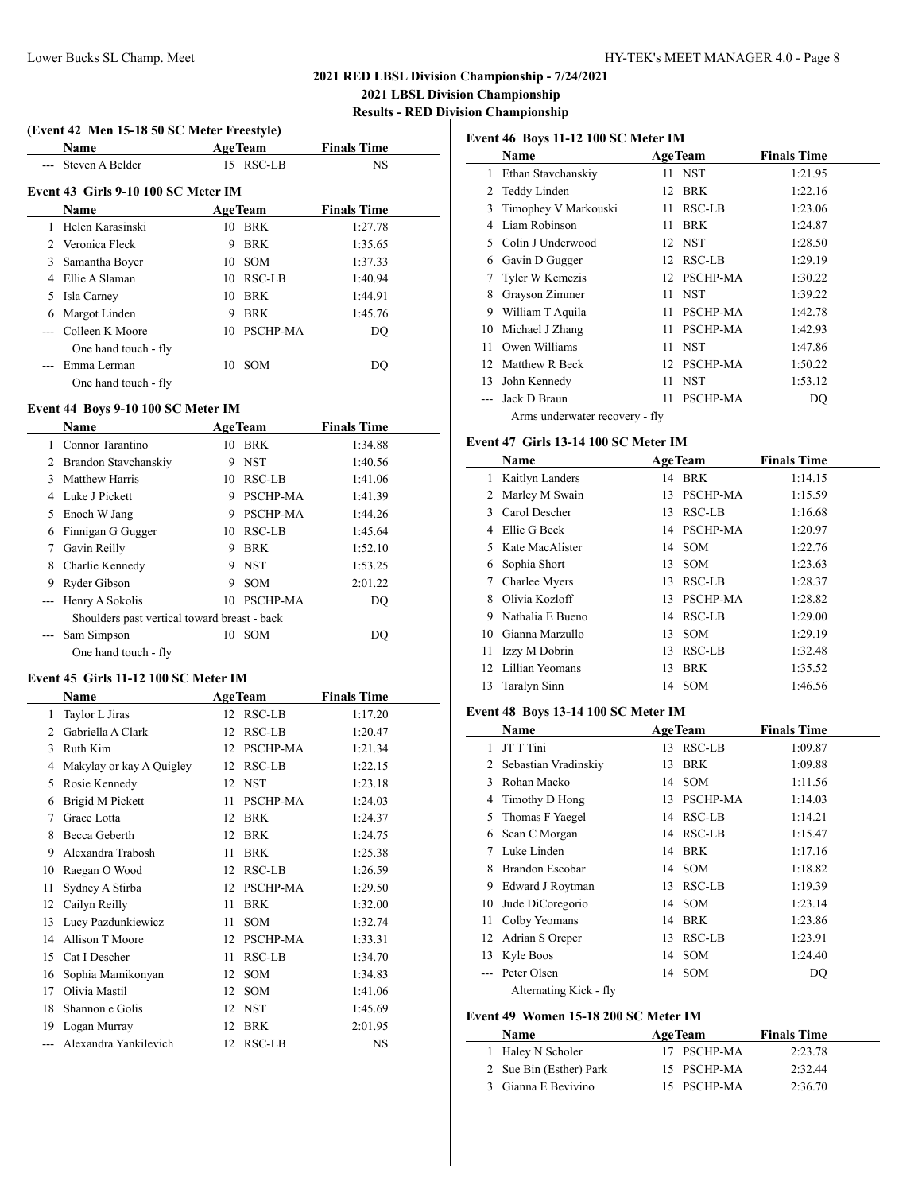## 2021 RED LBSL Division Championship - 7/24/2021

## 2021 LBSL Division Championship

### Results - RED Division Championship

**(Event 42 Men 15-18 50 SC Meter Freestyle)**

| | Name | Age | Team | Finals Time |
|---|---|---|---|---|
| --- | Steven A Belder | 15 | RSC-LB | NS |

**Event 43 Girls 9-10 100 SC Meter IM**

| | Name | Age | Team | Finals Time |
|---|---|---|---|---|
| 1 | Helen Karasinski | 10 | BRK | 1:27.78 |
| 2 | Veronica Fleck | 9 | BRK | 1:35.65 |
| 3 | Samantha Boyer | 10 | SOM | 1:37.33 |
| 4 | Ellie A Slaman | 10 | RSC-LB | 1:40.94 |
| 5 | Isla Carney | 10 | BRK | 1:44.91 |
| 6 | Margot Linden | 9 | BRK | 1:45.76 |
| --- | Colleen K Moore | 10 | PSCHP-MA | DQ |
| | One hand touch - fly | | | |
| --- | Emma Lerman | 10 | SOM | DQ |
| | One hand touch - fly | | | |

**Event 44 Boys 9-10 100 SC Meter IM**

| | Name | Age | Team | Finals Time |
|---|---|---|---|---|
| 1 | Connor Tarantino | 10 | BRK | 1:34.88 |
| 2 | Brandon Stavchanskiy | 9 | NST | 1:40.56 |
| 3 | Matthew Harris | 10 | RSC-LB | 1:41.06 |
| 4 | Luke J Pickett | 9 | PSCHP-MA | 1:41.39 |
| 5 | Enoch W Jang | 9 | PSCHP-MA | 1:44.26 |
| 6 | Finnigan G Gugger | 10 | RSC-LB | 1:45.64 |
| 7 | Gavin Reilly | 9 | BRK | 1:52.10 |
| 8 | Charlie Kennedy | 9 | NST | 1:53.25 |
| 9 | Ryder Gibson | 9 | SOM | 2:01.22 |
| --- | Henry A Sokolis | 10 | PSCHP-MA | DQ |
| | Shoulders past vertical toward breast - back | | | |
| --- | Sam Simpson | 10 | SOM | DQ |
| | One hand touch - fly | | | |

**Event 45 Girls 11-12 100 SC Meter IM**

| | Name | Age | Team | Finals Time |
|---|---|---|---|---|
| 1 | Taylor L Jiras | 12 | RSC-LB | 1:17.20 |
| 2 | Gabriella A Clark | 12 | RSC-LB | 1:20.47 |
| 3 | Ruth Kim | 12 | PSCHP-MA | 1:21.34 |
| 4 | Makylay or kay A Quigley | 12 | RSC-LB | 1:22.15 |
| 5 | Rosie Kennedy | 12 | NST | 1:23.18 |
| 6 | Brigid M Pickett | 11 | PSCHP-MA | 1:24.03 |
| 7 | Grace Lotta | 12 | BRK | 1:24.37 |
| 8 | Becca Geberth | 12 | BRK | 1:24.75 |
| 9 | Alexandra Trabosh | 11 | BRK | 1:25.38 |
| 10 | Raegan O Wood | 12 | RSC-LB | 1:26.59 |
| 11 | Sydney A Stirba | 12 | PSCHP-MA | 1:29.50 |
| 12 | Cailyn Reilly | 11 | BRK | 1:32.00 |
| 13 | Lucy Pazdunkiewicz | 11 | SOM | 1:32.74 |
| 14 | Allison T Moore | 12 | PSCHP-MA | 1:33.31 |
| 15 | Cat I Descher | 11 | RSC-LB | 1:34.70 |
| 16 | Sophia Mamikonyan | 12 | SOM | 1:34.83 |
| 17 | Olivia Mastil | 12 | SOM | 1:41.06 |
| 18 | Shannon e Golis | 12 | NST | 1:45.69 |
| 19 | Logan Murray | 12 | BRK | 2:01.95 |
| --- | Alexandra Yankilevich | 12 | RSC-LB | NS |

**Event 46 Boys 11-12 100 SC Meter IM**

| | Name | Age | Team | Finals Time |
|---|---|---|---|---|
| 1 | Ethan Stavchanskiy | 11 | NST | 1:21.95 |
| 2 | Teddy Linden | 12 | BRK | 1:22.16 |
| 3 | Timophey V Markouski | 11 | RSC-LB | 1:23.06 |
| 4 | Liam Robinson | 11 | BRK | 1:24.87 |
| 5 | Colin J Underwood | 12 | NST | 1:28.50 |
| 6 | Gavin D Gugger | 12 | RSC-LB | 1:29.19 |
| 7 | Tyler W Kemezis | 12 | PSCHP-MA | 1:30.22 |
| 8 | Grayson Zimmer | 11 | NST | 1:39.22 |
| 9 | William T Aquila | 11 | PSCHP-MA | 1:42.78 |
| 10 | Michael J Zhang | 11 | PSCHP-MA | 1:42.93 |
| 11 | Owen Williams | 11 | NST | 1:47.86 |
| 12 | Matthew R Beck | 12 | PSCHP-MA | 1:50.22 |
| 13 | John Kennedy | 11 | NST | 1:53.12 |
| --- | Jack D Braun | 11 | PSCHP-MA | DQ |
| | Arms underwater recovery - fly | | | |

**Event 47 Girls 13-14 100 SC Meter IM**

| | Name | Age | Team | Finals Time |
|---|---|---|---|---|
| 1 | Kaitlyn Landers | 14 | BRK | 1:14.15 |
| 2 | Marley M Swain | 13 | PSCHP-MA | 1:15.59 |
| 3 | Carol Descher | 13 | RSC-LB | 1:16.68 |
| 4 | Ellie G Beck | 14 | PSCHP-MA | 1:20.97 |
| 5 | Kate MacAlister | 14 | SOM | 1:22.76 |
| 6 | Sophia Short | 13 | SOM | 1:23.63 |
| 7 | Charlee Myers | 13 | RSC-LB | 1:28.37 |
| 8 | Olivia Kozloff | 13 | PSCHP-MA | 1:28.82 |
| 9 | Nathalia E Bueno | 14 | RSC-LB | 1:29.00 |
| 10 | Gianna Marzullo | 13 | SOM | 1:29.19 |
| 11 | Izzy M Dobrin | 13 | RSC-LB | 1:32.48 |
| 12 | Lillian Yeomans | 13 | BRK | 1:35.52 |
| 13 | Taralyn Sinn | 14 | SOM | 1:46.56 |

**Event 48 Boys 13-14 100 SC Meter IM**

| | Name | Age | Team | Finals Time |
|---|---|---|---|---|
| 1 | JT T Tini | 13 | RSC-LB | 1:09.87 |
| 2 | Sebastian Vradinskiy | 13 | BRK | 1:09.88 |
| 3 | Rohan Macko | 14 | SOM | 1:11.56 |
| 4 | Timothy D Hong | 13 | PSCHP-MA | 1:14.03 |
| 5 | Thomas F Yaegel | 14 | RSC-LB | 1:14.21 |
| 6 | Sean C Morgan | 14 | RSC-LB | 1:15.47 |
| 7 | Luke Linden | 14 | BRK | 1:17.16 |
| 8 | Brandon Escobar | 14 | SOM | 1:18.82 |
| 9 | Edward J Roytman | 13 | RSC-LB | 1:19.39 |
| 10 | Jude DiCoregorio | 14 | SOM | 1:23.14 |
| 11 | Colby Yeomans | 14 | BRK | 1:23.86 |
| 12 | Adrian S Oreper | 13 | RSC-LB | 1:23.91 |
| 13 | Kyle Boos | 14 | SOM | 1:24.40 |
| --- | Peter Olsen | 14 | SOM | DQ |
| | Alternating Kick - fly | | | |

**Event 49 Women 15-18 200 SC Meter IM**

| | Name | Age | Team | Finals Time |
|---|---|---|---|---|
| 1 | Haley N Scholer | 17 | PSCHP-MA | 2:23.78 |
| 2 | Sue Bin (Esther) Park | 15 | PSCHP-MA | 2:32.44 |
| 3 | Gianna E Bevivino | 15 | PSCHP-MA | 2:36.70 |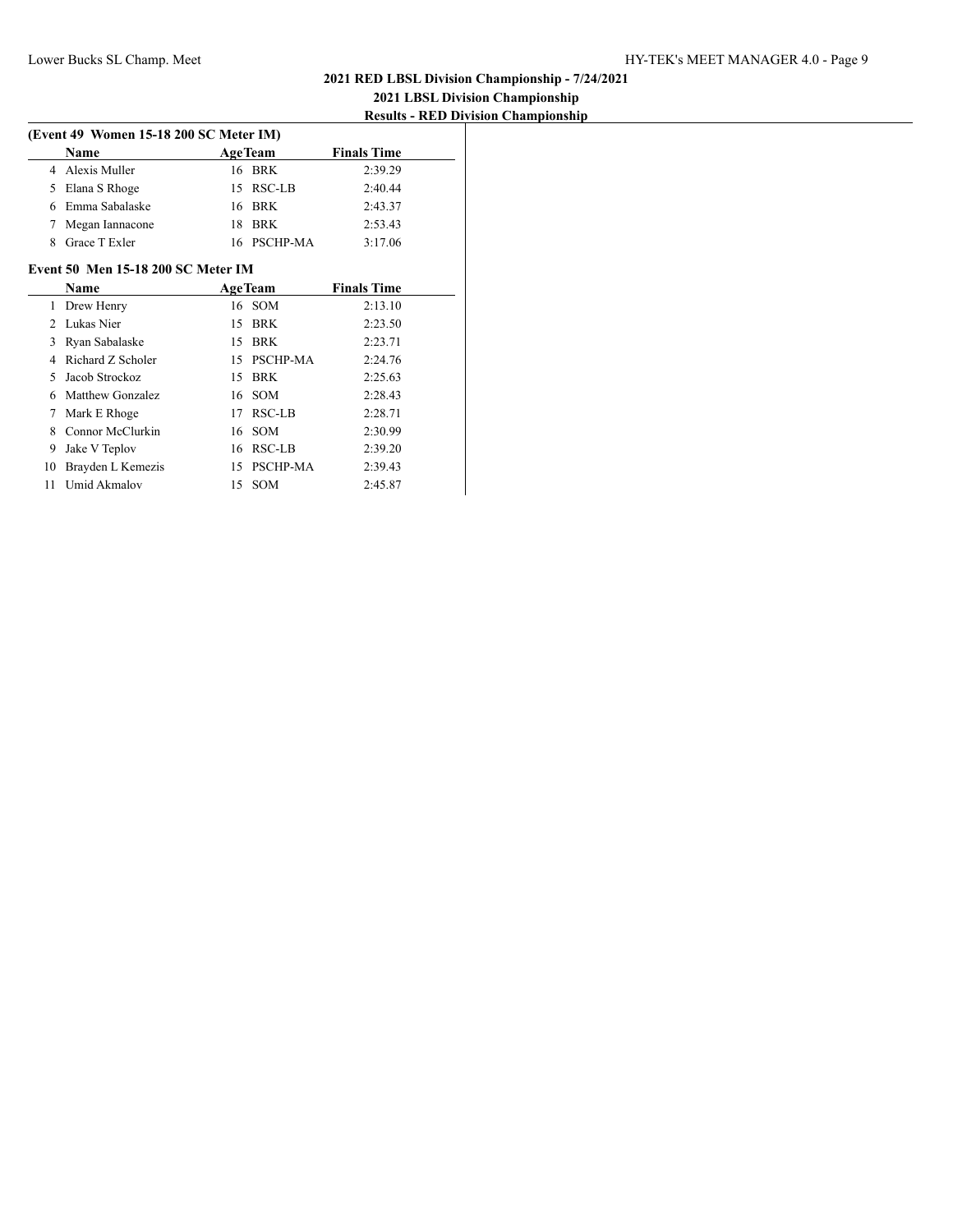## 2021 RED LBSL Division Championship - 7/24/2021

### 2021 LBSL Division Championship

### Results - RED Division Championship

**(Event 49 Women 15-18 200 SC Meter IM)**

| | Name | Age | Team | Finals Time |
|---|---|---|---|---|
| 4 | Alexis Muller | 16 | BRK | 2:39.29 |
| 5 | Elana S Rhoge | 15 | RSC-LB | 2:40.44 |
| 6 | Emma Sabalaske | 16 | BRK | 2:43.37 |
| 7 | Megan Iannacone | 18 | BRK | 2:53.43 |
| 8 | Grace T Exler | 16 | PSCHP-MA | 3:17.06 |

**Event 50 Men 15-18 200 SC Meter IM**

| | Name | Age | Team | Finals Time |
|---|---|---|---|---|
| 1 | Drew Henry | 16 | SOM | 2:13.10 |
| 2 | Lukas Nier | 15 | BRK | 2:23.50 |
| 3 | Ryan Sabalaske | 15 | BRK | 2:23.71 |
| 4 | Richard Z Scholer | 15 | PSCHP-MA | 2:24.76 |
| 5 | Jacob Strockoz | 15 | BRK | 2:25.63 |
| 6 | Matthew Gonzalez | 16 | SOM | 2:28.43 |
| 7 | Mark E Rhoge | 17 | RSC-LB | 2:28.71 |
| 8 | Connor McClurkin | 16 | SOM | 2:30.99 |
| 9 | Jake V Teplov | 16 | RSC-LB | 2:39.20 |
| 10 | Brayden L Kemezis | 15 | PSCHP-MA | 2:39.43 |
| 11 | Umid Akmalov | 15 | SOM | 2:45.87 |